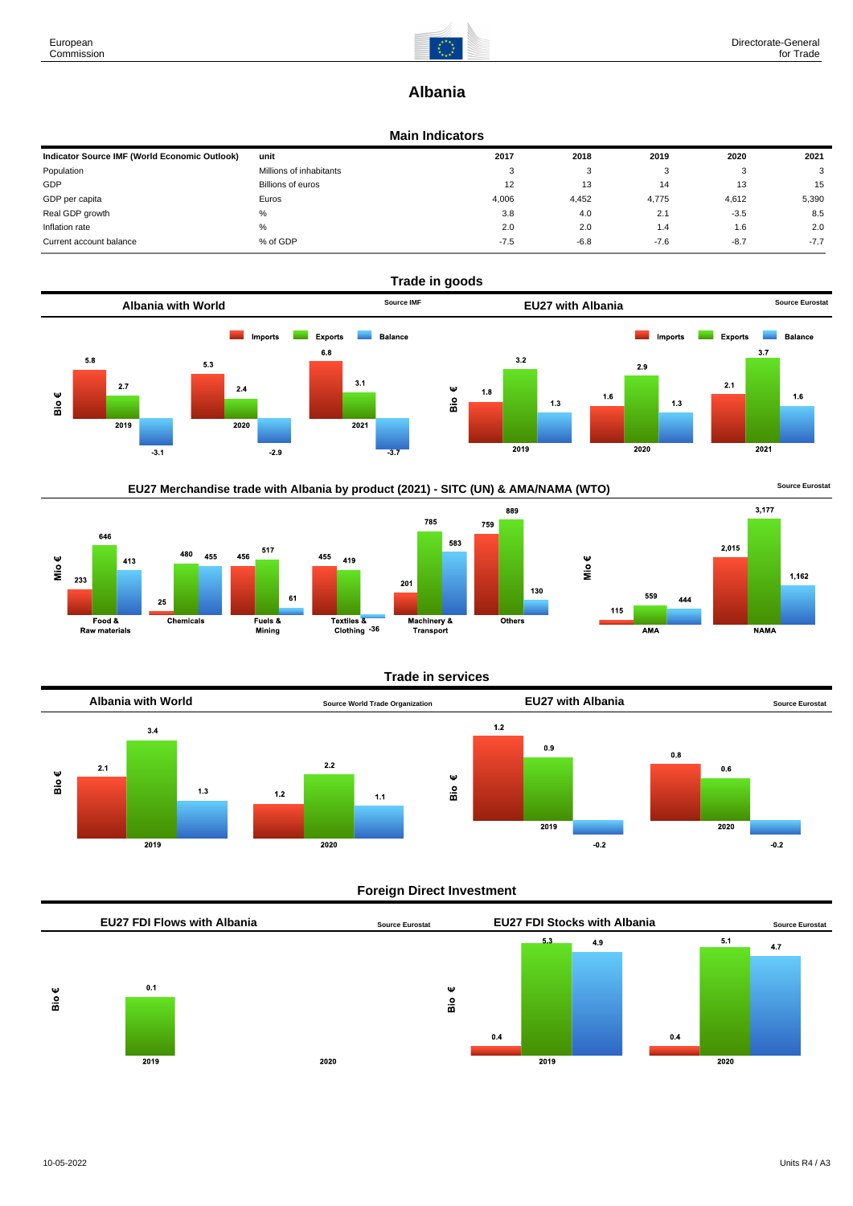# Albania

## Main Indicators

| Indicator Source IMF (World Economic Outlook) | unit | 2017 | 2018 | 2019 | 2020 | 2021 |
|---|---|---|---|---|---|---|
| Population | Millions of inhabitants | 3 | 3 | 3 | 3 | 3 |
| GDP | Billions of euros | 12 | 13 | 14 | 13 | 15 |
| GDP per capita | Euros | 4,006 | 4,452 | 4,775 | 4,612 | 5,390 |
| Real GDP growth | % | 3.8 | 4.0 | 2.1 | -3.5 | 8.5 |
| Inflation rate | % | 2.0 | 2.0 | 1.4 | 1.6 | 2.0 |
| Current account balance | % of GDP | -7.5 | -6.8 | -7.6 | -8.7 | -7.7 |

## Trade in goods

### Albania with World

Source IMF

Bio €

| | Imports | Exports | Balance |
|---|---|---|---|
| 2019 | 5.8 | 2.7 | -3.1 |
| 2020 | 5.3 | 2.4 | -2.9 |
| 2021 | 6.8 | 3.1 | -3.7 |

### EU27 with Albania

Source Eurostat

Bio €

| | Imports | Exports | Balance |
|---|---|---|---|
| 2019 | 1.8 | 3.2 | 1.3 |
| 2020 | 1.6 | 2.9 | 1.3 |
| 2021 | 2.1 | 3.7 | 1.6 |

### EU27 Merchandise trade with Albania by product (2021) - SITC (UN) & AMA/NAMA (WTO)

Source Eurostat

Mio €

| | Imports | Exports | Balance |
|---|---|---|---|
| Food & Raw materials | 233 | 646 | 413 |
| Chemicals | 25 | 480 | 455 |
| Fuels & Mining | 456 | 517 | 61 |
| Textiles & Clothing | 455 | 419 | -36 |
| Machinery & Transport | 201 | 785 | 583 |
| Others | 759 | 889 | 130 |

Mio €

| | Imports | Exports | Balance |
|---|---|---|---|
| AMA | 115 | 559 | 444 |
| NAMA | 2,015 | 3,177 | 1,162 |

## Trade in services

### Albania with World

Source World Trade Organization

Bio €

| | Imports | Exports | Balance |
|---|---|---|---|
| 2019 | 2.1 | 3.4 | 1.3 |
| 2020 | 1.2 | 2.2 | 1.1 |

### EU27 with Albania

Source Eurostat

Bio €

| | Imports | Exports | Balance |
|---|---|---|---|
| 2019 | 1.2 | 0.9 | -0.2 |
| 2020 | 0.8 | 0.6 | -0.2 |

## Foreign Direct Investment

### EU27 FDI Flows with Albania

Source Eurostat

Bio €

| | Value |
|---|---|
| 2019 | 0.1 |
| 2020 | |

### EU27 FDI Stocks with Albania

Source Eurostat

Bio €

| | Inward | Outward | Balance |
|---|---|---|---|
| 2019 | 0.4 | 5.3 | 4.9 |
| 2020 | 0.4 | 5.1 | 4.7 |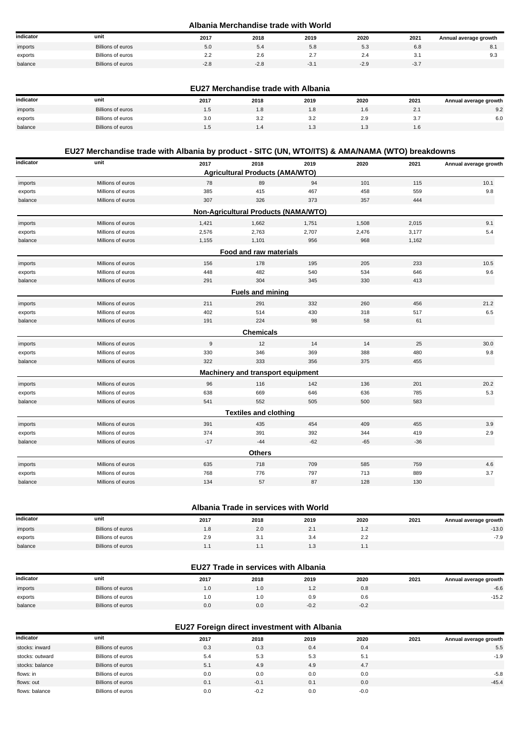## Albania Merchandise trade with World

| indicator | unit | 2017 | 2018 | 2019 | 2020 | 2021 | Annual average growth |
|---|---|---|---|---|---|---|---|
| imports | Billions of euros | 5.0 | 5.4 | 5.8 | 5.3 | 6.8 | 8.1 |
| exports | Billions of euros | 2.2 | 2.6 | 2.7 | 2.4 | 3.1 | 9.3 |
| balance | Billions of euros | -2.8 | -2.8 | -3.1 | -2.9 | -3.7 | |

## EU27 Merchandise trade with Albania

| indicator | unit | 2017 | 2018 | 2019 | 2020 | 2021 | Annual average growth |
|---|---|---|---|---|---|---|---|
| imports | Billions of euros | 1.5 | 1.8 | 1.8 | 1.6 | 2.1 | 9.2 |
| exports | Billions of euros | 3.0 | 3.2 | 3.2 | 2.9 | 3.7 | 6.0 |
| balance | Billions of euros | 1.5 | 1.4 | 1.3 | 1.3 | 1.6 | |

## EU27 Merchandise trade with Albania by product - SITC (UN, WTO/ITS) & AMA/NAMA (WTO) breakdowns

| indicator | unit | 2017 | 2018 | 2019 | 2020 | 2021 | Annual average growth |
|---|---|---|---|---|---|---|---|
| | | | **Agricultural Products (AMA/WTO)** | | | | |
| imports | Millions of euros | 78 | 89 | 94 | 101 | 115 | 10.1 |
| exports | Millions of euros | 385 | 415 | 467 | 458 | 559 | 9.8 |
| balance | Millions of euros | 307 | 326 | 373 | 357 | 444 | |
| | | | **Non-Agricultural Products (NAMA/WTO)** | | | | |
| imports | Millions of euros | 1,421 | 1,662 | 1,751 | 1,508 | 2,015 | 9.1 |
| exports | Millions of euros | 2,576 | 2,763 | 2,707 | 2,476 | 3,177 | 5.4 |
| balance | Millions of euros | 1,155 | 1,101 | 956 | 968 | 1,162 | |
| | | | **Food and raw materials** | | | | |
| imports | Millions of euros | 156 | 178 | 195 | 205 | 233 | 10.5 |
| exports | Millions of euros | 448 | 482 | 540 | 534 | 646 | 9.6 |
| balance | Millions of euros | 291 | 304 | 345 | 330 | 413 | |
| | | | **Fuels and mining** | | | | |
| imports | Millions of euros | 211 | 291 | 332 | 260 | 456 | 21.2 |
| exports | Millions of euros | 402 | 514 | 430 | 318 | 517 | 6.5 |
| balance | Millions of euros | 191 | 224 | 98 | 58 | 61 | |
| | | | **Chemicals** | | | | |
| imports | Millions of euros | 9 | 12 | 14 | 14 | 25 | 30.0 |
| exports | Millions of euros | 330 | 346 | 369 | 388 | 480 | 9.8 |
| balance | Millions of euros | 322 | 333 | 356 | 375 | 455 | |
| | | | **Machinery and transport equipment** | | | | |
| imports | Millions of euros | 96 | 116 | 142 | 136 | 201 | 20.2 |
| exports | Millions of euros | 638 | 669 | 646 | 636 | 785 | 5.3 |
| balance | Millions of euros | 541 | 552 | 505 | 500 | 583 | |
| | | | **Textiles and clothing** | | | | |
| imports | Millions of euros | 391 | 435 | 454 | 409 | 455 | 3.9 |
| exports | Millions of euros | 374 | 391 | 392 | 344 | 419 | 2.9 |
| balance | Millions of euros | -17 | -44 | -62 | -65 | -36 | |
| | | | **Others** | | | | |
| imports | Millions of euros | 635 | 718 | 709 | 585 | 759 | 4.6 |
| exports | Millions of euros | 768 | 776 | 797 | 713 | 889 | 3.7 |
| balance | Millions of euros | 134 | 57 | 87 | 128 | 130 | |

## Albania Trade in services with World

| indicator | unit | 2017 | 2018 | 2019 | 2020 | 2021 | Annual average growth |
|---|---|---|---|---|---|---|---|
| imports | Billions of euros | 1.8 | 2.0 | 2.1 | 1.2 | | -13.0 |
| exports | Billions of euros | 2.9 | 3.1 | 3.4 | 2.2 | | -7.9 |
| balance | Billions of euros | 1.1 | 1.1 | 1.3 | 1.1 | | |

## EU27 Trade in services with Albania

| indicator | unit | 2017 | 2018 | 2019 | 2020 | 2021 | Annual average growth |
|---|---|---|---|---|---|---|---|
| imports | Billions of euros | 1.0 | 1.0 | 1.2 | 0.8 | | -6.6 |
| exports | Billions of euros | 1.0 | 1.0 | 0.9 | 0.6 | | -15.2 |
| balance | Billions of euros | 0.0 | 0.0 | -0.2 | -0.2 | | |

## EU27 Foreign direct investment with Albania

| indicator | unit | 2017 | 2018 | 2019 | 2020 | 2021 | Annual average growth |
|---|---|---|---|---|---|---|---|
| stocks: inward | Billions of euros | 0.3 | 0.3 | 0.4 | 0.4 | | 5.5 |
| stocks: outward | Billions of euros | 5.4 | 5.3 | 5.3 | 5.1 | | -1.9 |
| stocks: balance | Billions of euros | 5.1 | 4.9 | 4.9 | 4.7 | | |
| flows: in | Billions of euros | 0.0 | 0.0 | 0.0 | 0.0 | | -5.8 |
| flows: out | Billions of euros | 0.1 | -0.1 | 0.1 | 0.0 | | -45.4 |
| flows: balance | Billions of euros | 0.0 | -0.2 | 0.0 | -0.0 | | |